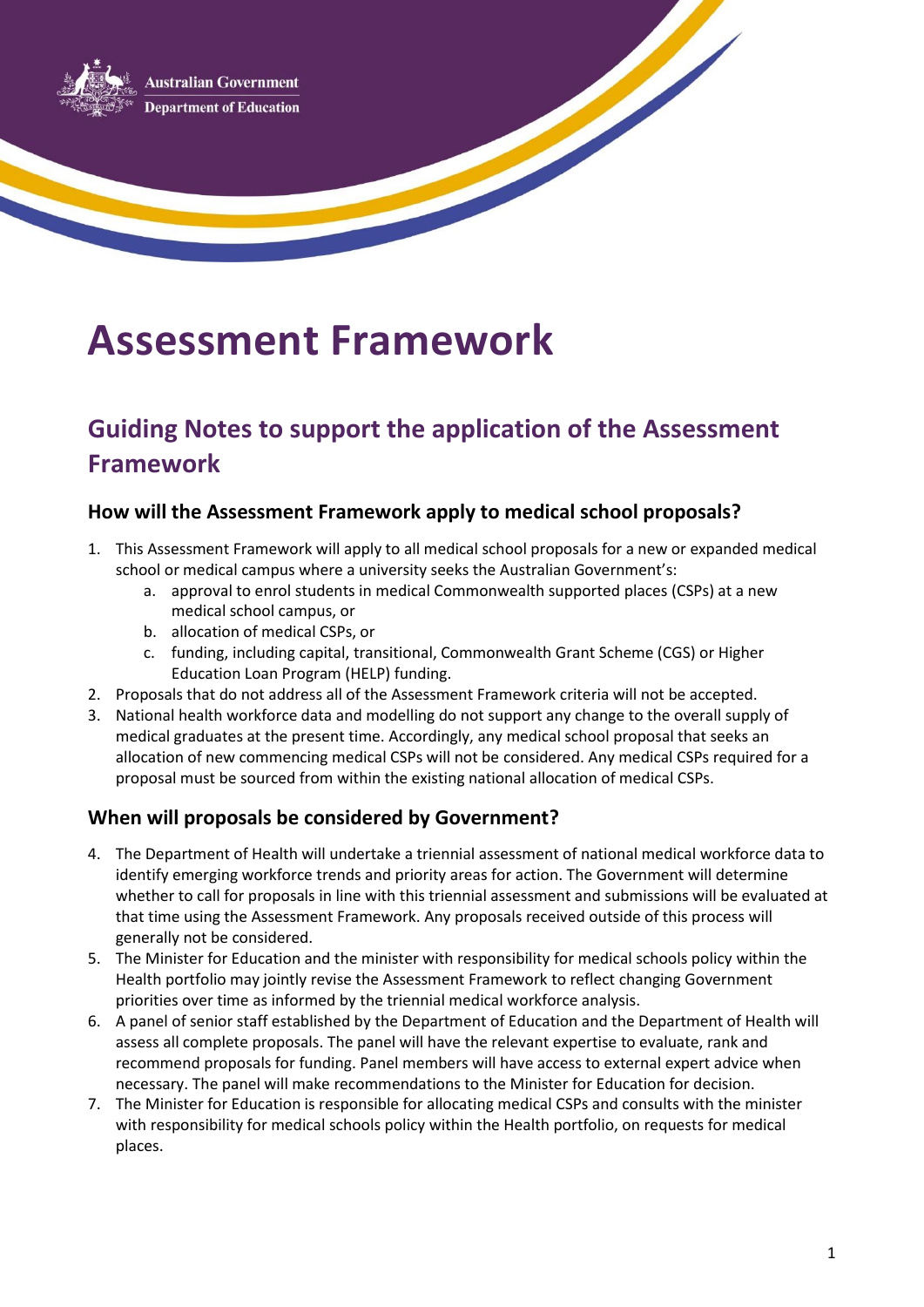Australian Government
Department of Education

# Assessment Framework

## Guiding Notes to support the application of the Assessment Framework

### How will the Assessment Framework apply to medical school proposals?

1. This Assessment Framework will apply to all medical school proposals for a new or expanded medical school or medical campus where a university seeks the Australian Government's:
    a. approval to enrol students in medical Commonwealth supported places (CSPs) at a new medical school campus, or
    b. allocation of medical CSPs, or
    c. funding, including capital, transitional, Commonwealth Grant Scheme (CGS) or Higher Education Loan Program (HELP) funding.
2. Proposals that do not address all of the Assessment Framework criteria will not be accepted.
3. National health workforce data and modelling do not support any change to the overall supply of medical graduates at the present time. Accordingly, any medical school proposal that seeks an allocation of new commencing medical CSPs will not be considered. Any medical CSPs required for a proposal must be sourced from within the existing national allocation of medical CSPs.

### When will proposals be considered by Government?

4. The Department of Health will undertake a triennial assessment of national medical workforce data to identify emerging workforce trends and priority areas for action. The Government will determine whether to call for proposals in line with this triennial assessment and submissions will be evaluated at that time using the Assessment Framework. Any proposals received outside of this process will generally not be considered.
5. The Minister for Education and the minister with responsibility for medical schools policy within the Health portfolio may jointly revise the Assessment Framework to reflect changing Government priorities over time as informed by the triennial medical workforce analysis.
6. A panel of senior staff established by the Department of Education and the Department of Health will assess all complete proposals. The panel will have the relevant expertise to evaluate, rank and recommend proposals for funding. Panel members will have access to external expert advice when necessary. The panel will make recommendations to the Minister for Education for decision.
7. The Minister for Education is responsible for allocating medical CSPs and consults with the minister with responsibility for medical schools policy within the Health portfolio, on requests for medical places.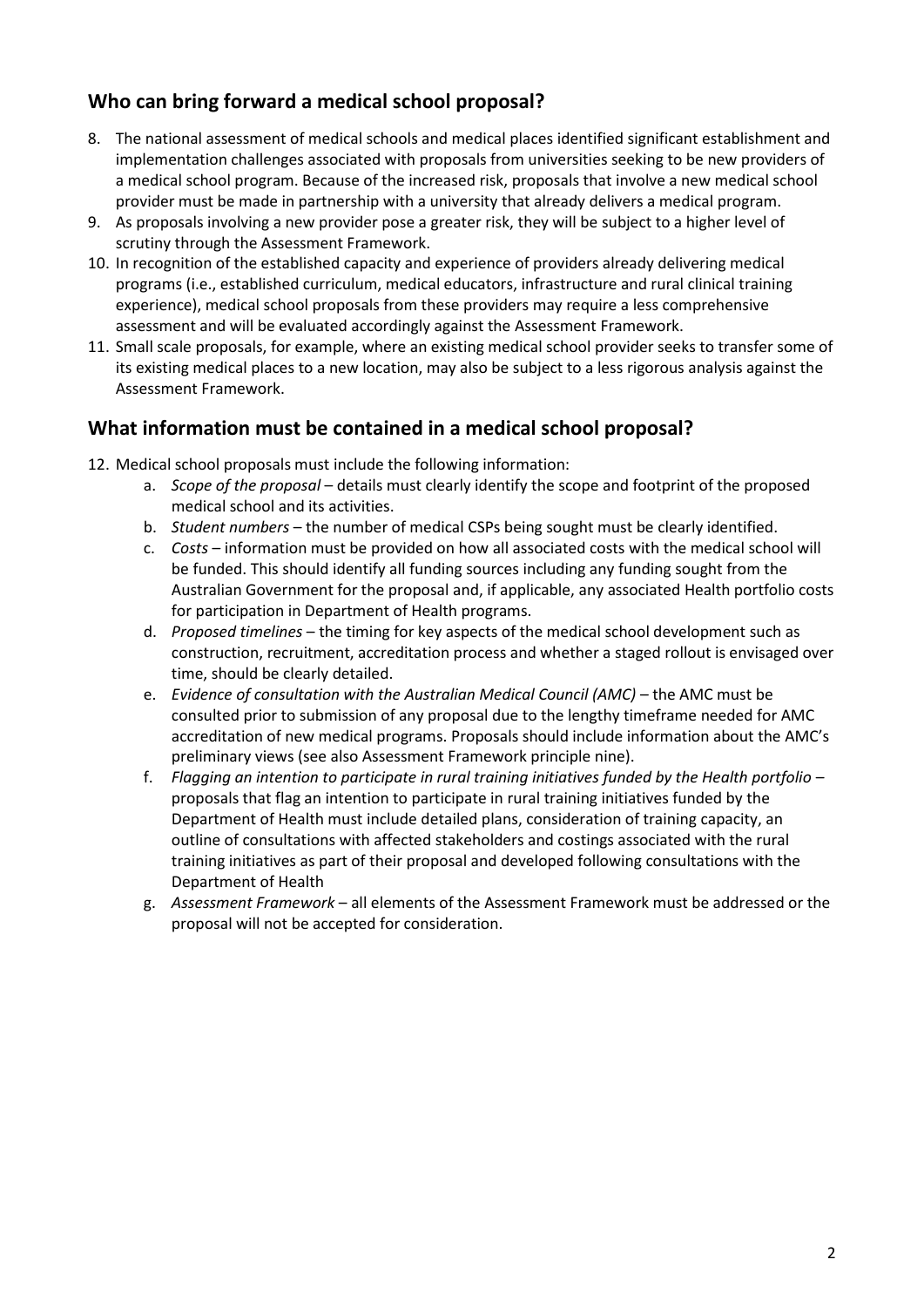## Who can bring forward a medical school proposal?

8. The national assessment of medical schools and medical places identified significant establishment and implementation challenges associated with proposals from universities seeking to be new providers of a medical school program. Because of the increased risk, proposals that involve a new medical school provider must be made in partnership with a university that already delivers a medical program.
9. As proposals involving a new provider pose a greater risk, they will be subject to a higher level of scrutiny through the Assessment Framework.
10. In recognition of the established capacity and experience of providers already delivering medical programs (i.e., established curriculum, medical educators, infrastructure and rural clinical training experience), medical school proposals from these providers may require a less comprehensive assessment and will be evaluated accordingly against the Assessment Framework.
11. Small scale proposals, for example, where an existing medical school provider seeks to transfer some of its existing medical places to a new location, may also be subject to a less rigorous analysis against the Assessment Framework.

## What information must be contained in a medical school proposal?

12. Medical school proposals must include the following information:
    a. *Scope of the proposal* – details must clearly identify the scope and footprint of the proposed medical school and its activities.
    b. *Student numbers* – the number of medical CSPs being sought must be clearly identified.
    c. *Costs* – information must be provided on how all associated costs with the medical school will be funded. This should identify all funding sources including any funding sought from the Australian Government for the proposal and, if applicable, any associated Health portfolio costs for participation in Department of Health programs.
    d. *Proposed timelines* – the timing for key aspects of the medical school development such as construction, recruitment, accreditation process and whether a staged rollout is envisaged over time, should be clearly detailed.
    e. *Evidence of consultation with the Australian Medical Council (AMC)* – the AMC must be consulted prior to submission of any proposal due to the lengthy timeframe needed for AMC accreditation of new medical programs. Proposals should include information about the AMC's preliminary views (see also Assessment Framework principle nine).
    f. *Flagging an intention to participate in rural training initiatives funded by the Health portfolio* – proposals that flag an intention to participate in rural training initiatives funded by the Department of Health must include detailed plans, consideration of training capacity, an outline of consultations with affected stakeholders and costings associated with the rural training initiatives as part of their proposal and developed following consultations with the Department of Health
    g. *Assessment Framework* – all elements of the Assessment Framework must be addressed or the proposal will not be accepted for consideration.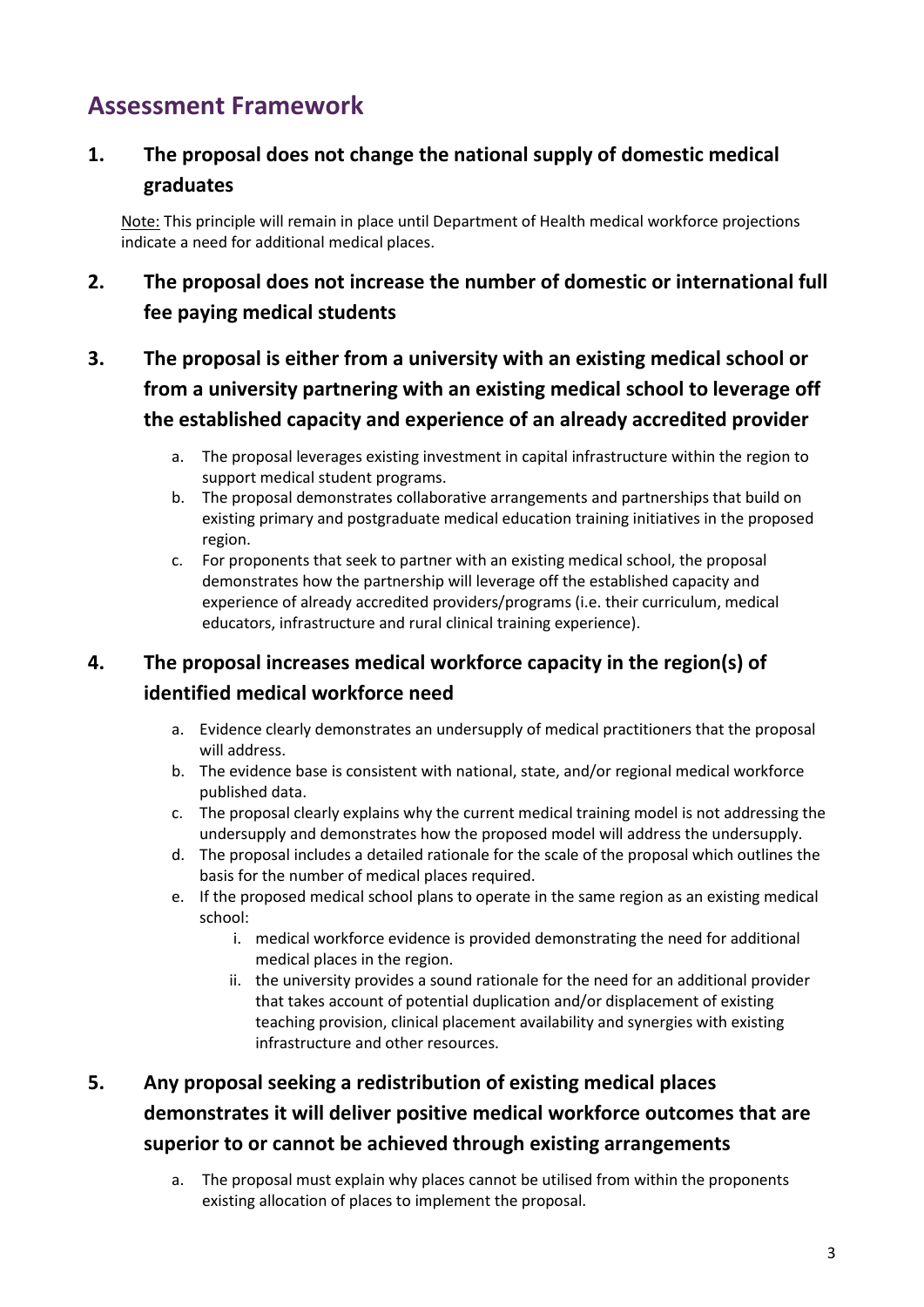## Assessment Framework

### 1. The proposal does not change the national supply of domestic medical graduates

Note: This principle will remain in place until Department of Health medical workforce projections indicate a need for additional medical places.

### 2. The proposal does not increase the number of domestic or international full fee paying medical students

### 3. The proposal is either from a university with an existing medical school or from a university partnering with an existing medical school to leverage off the established capacity and experience of an already accredited provider

a. The proposal leverages existing investment in capital infrastructure within the region to support medical student programs.

b. The proposal demonstrates collaborative arrangements and partnerships that build on existing primary and postgraduate medical education training initiatives in the proposed region.

c. For proponents that seek to partner with an existing medical school, the proposal demonstrates how the partnership will leverage off the established capacity and experience of already accredited providers/programs (i.e. their curriculum, medical educators, infrastructure and rural clinical training experience).

### 4. The proposal increases medical workforce capacity in the region(s) of identified medical workforce need

a. Evidence clearly demonstrates an undersupply of medical practitioners that the proposal will address.

b. The evidence base is consistent with national, state, and/or regional medical workforce published data.

c. The proposal clearly explains why the current medical training model is not addressing the undersupply and demonstrates how the proposed model will address the undersupply.

d. The proposal includes a detailed rationale for the scale of the proposal which outlines the basis for the number of medical places required.

e. If the proposed medical school plans to operate in the same region as an existing medical school:

   i. medical workforce evidence is provided demonstrating the need for additional medical places in the region.

   ii. the university provides a sound rationale for the need for an additional provider that takes account of potential duplication and/or displacement of existing teaching provision, clinical placement availability and synergies with existing infrastructure and other resources.

### 5. Any proposal seeking a redistribution of existing medical places demonstrates it will deliver positive medical workforce outcomes that are superior to or cannot be achieved through existing arrangements

a. The proposal must explain why places cannot be utilised from within the proponents existing allocation of places to implement the proposal.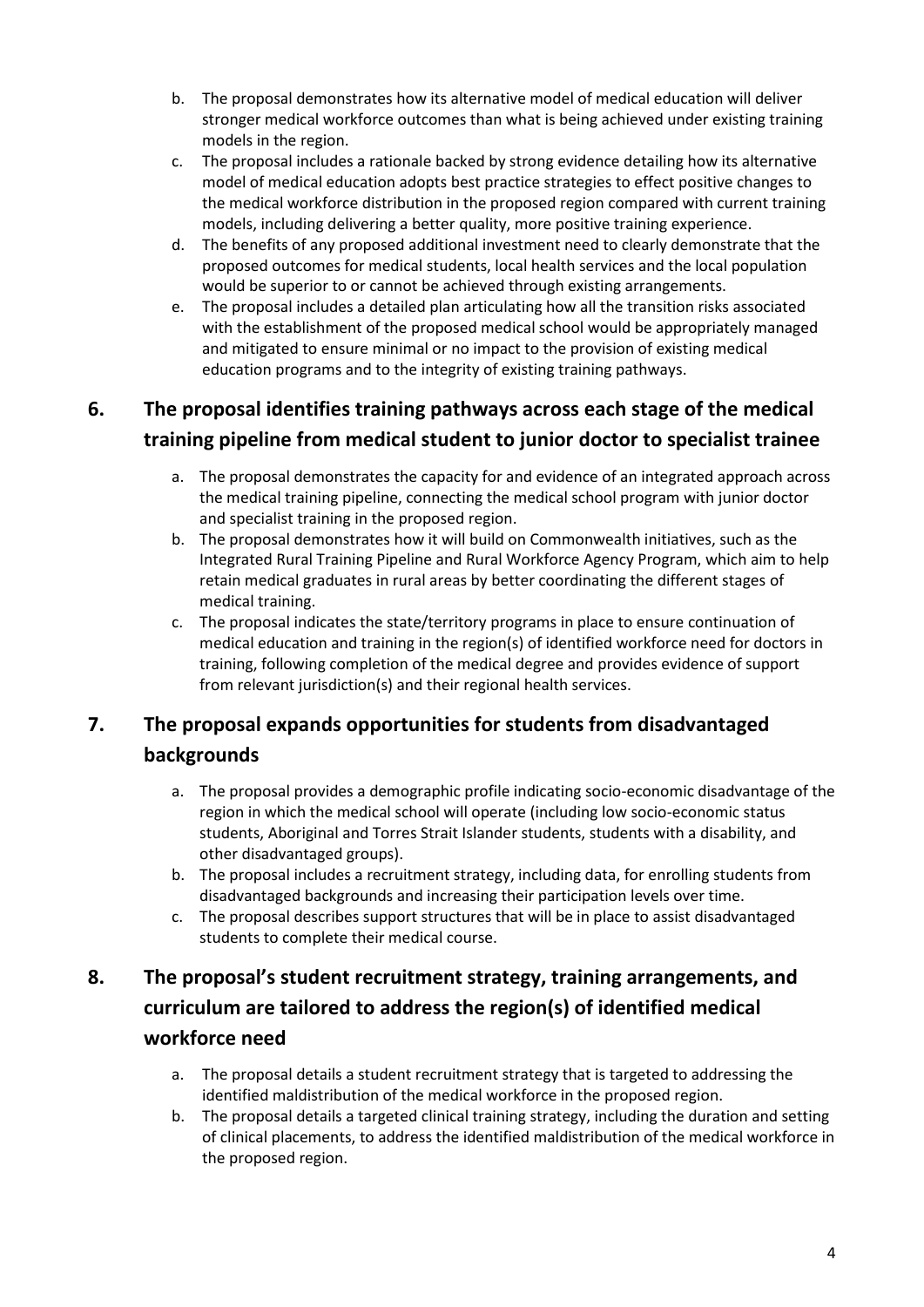b. The proposal demonstrates how its alternative model of medical education will deliver stronger medical workforce outcomes than what is being achieved under existing training models in the region.

c. The proposal includes a rationale backed by strong evidence detailing how its alternative model of medical education adopts best practice strategies to effect positive changes to the medical workforce distribution in the proposed region compared with current training models, including delivering a better quality, more positive training experience.

d. The benefits of any proposed additional investment need to clearly demonstrate that the proposed outcomes for medical students, local health services and the local population would be superior to or cannot be achieved through existing arrangements.

e. The proposal includes a detailed plan articulating how all the transition risks associated with the establishment of the proposed medical school would be appropriately managed and mitigated to ensure minimal or no impact to the provision of existing medical education programs and to the integrity of existing training pathways.

## 6. The proposal identifies training pathways across each stage of the medical training pipeline from medical student to junior doctor to specialist trainee

a. The proposal demonstrates the capacity for and evidence of an integrated approach across the medical training pipeline, connecting the medical school program with junior doctor and specialist training in the proposed region.

b. The proposal demonstrates how it will build on Commonwealth initiatives, such as the Integrated Rural Training Pipeline and Rural Workforce Agency Program, which aim to help retain medical graduates in rural areas by better coordinating the different stages of medical training.

c. The proposal indicates the state/territory programs in place to ensure continuation of medical education and training in the region(s) of identified workforce need for doctors in training, following completion of the medical degree and provides evidence of support from relevant jurisdiction(s) and their regional health services.

## 7. The proposal expands opportunities for students from disadvantaged backgrounds

a. The proposal provides a demographic profile indicating socio-economic disadvantage of the region in which the medical school will operate (including low socio-economic status students, Aboriginal and Torres Strait Islander students, students with a disability, and other disadvantaged groups).

b. The proposal includes a recruitment strategy, including data, for enrolling students from disadvantaged backgrounds and increasing their participation levels over time.

c. The proposal describes support structures that will be in place to assist disadvantaged students to complete their medical course.

## 8. The proposal's student recruitment strategy, training arrangements, and curriculum are tailored to address the region(s) of identified medical workforce need

a. The proposal details a student recruitment strategy that is targeted to addressing the identified maldistribution of the medical workforce in the proposed region.

b. The proposal details a targeted clinical training strategy, including the duration and setting of clinical placements, to address the identified maldistribution of the medical workforce in the proposed region.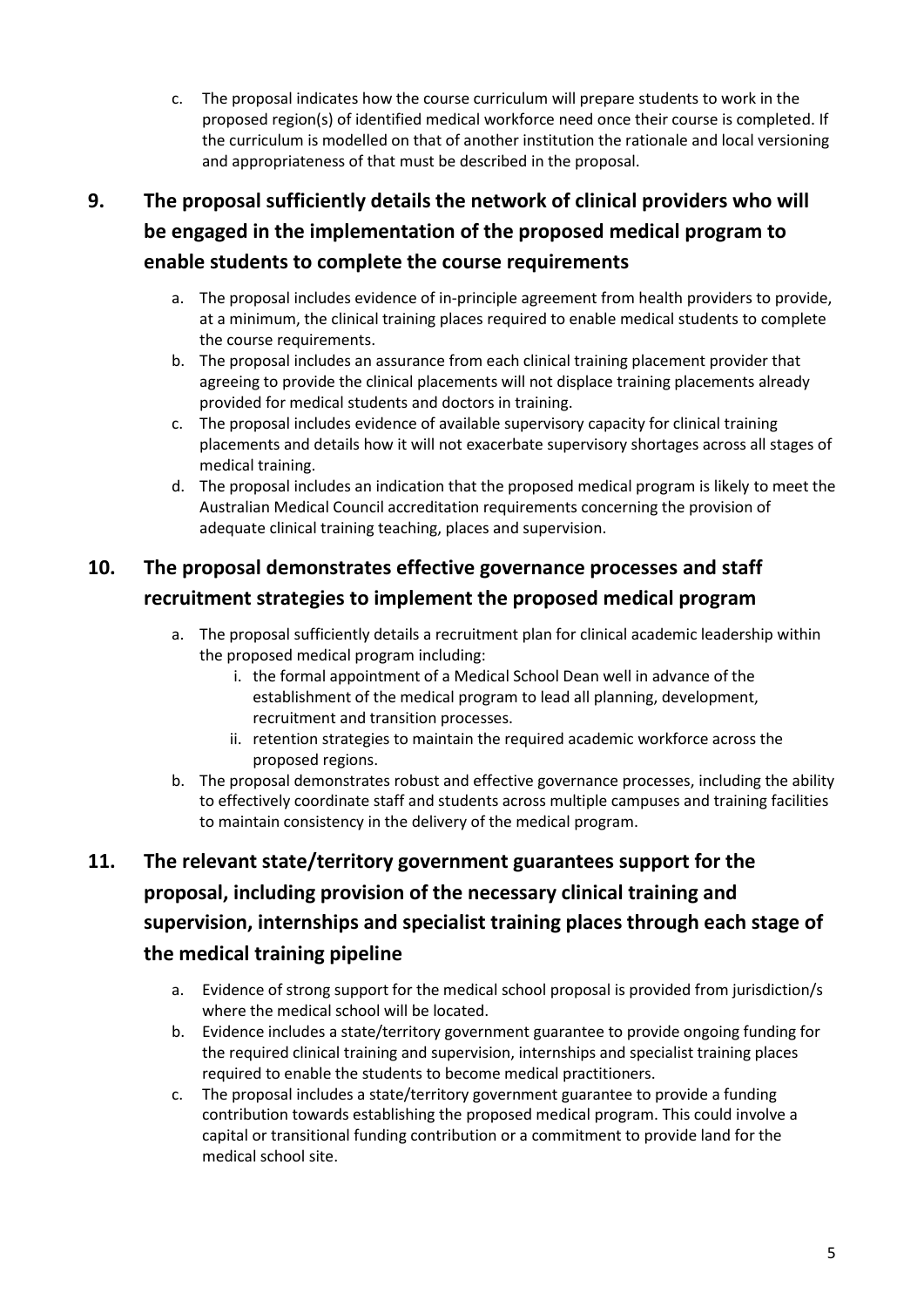c. The proposal indicates how the course curriculum will prepare students to work in the proposed region(s) of identified medical workforce need once their course is completed. If the curriculum is modelled on that of another institution the rationale and local versioning and appropriateness of that must be described in the proposal.

## 9. The proposal sufficiently details the network of clinical providers who will be engaged in the implementation of the proposed medical program to enable students to complete the course requirements

a. The proposal includes evidence of in-principle agreement from health providers to provide, at a minimum, the clinical training places required to enable medical students to complete the course requirements.

b. The proposal includes an assurance from each clinical training placement provider that agreeing to provide the clinical placements will not displace training placements already provided for medical students and doctors in training.

c. The proposal includes evidence of available supervisory capacity for clinical training placements and details how it will not exacerbate supervisory shortages across all stages of medical training.

d. The proposal includes an indication that the proposed medical program is likely to meet the Australian Medical Council accreditation requirements concerning the provision of adequate clinical training teaching, places and supervision.

## 10. The proposal demonstrates effective governance processes and staff recruitment strategies to implement the proposed medical program

a. The proposal sufficiently details a recruitment plan for clinical academic leadership within the proposed medical program including:

   i. the formal appointment of a Medical School Dean well in advance of the establishment of the medical program to lead all planning, development, recruitment and transition processes.

   ii. retention strategies to maintain the required academic workforce across the proposed regions.

b. The proposal demonstrates robust and effective governance processes, including the ability to effectively coordinate staff and students across multiple campuses and training facilities to maintain consistency in the delivery of the medical program.

## 11. The relevant state/territory government guarantees support for the proposal, including provision of the necessary clinical training and supervision, internships and specialist training places through each stage of the medical training pipeline

a. Evidence of strong support for the medical school proposal is provided from jurisdiction/s where the medical school will be located.

b. Evidence includes a state/territory government guarantee to provide ongoing funding for the required clinical training and supervision, internships and specialist training places required to enable the students to become medical practitioners.

c. The proposal includes a state/territory government guarantee to provide a funding contribution towards establishing the proposed medical program. This could involve a capital or transitional funding contribution or a commitment to provide land for the medical school site.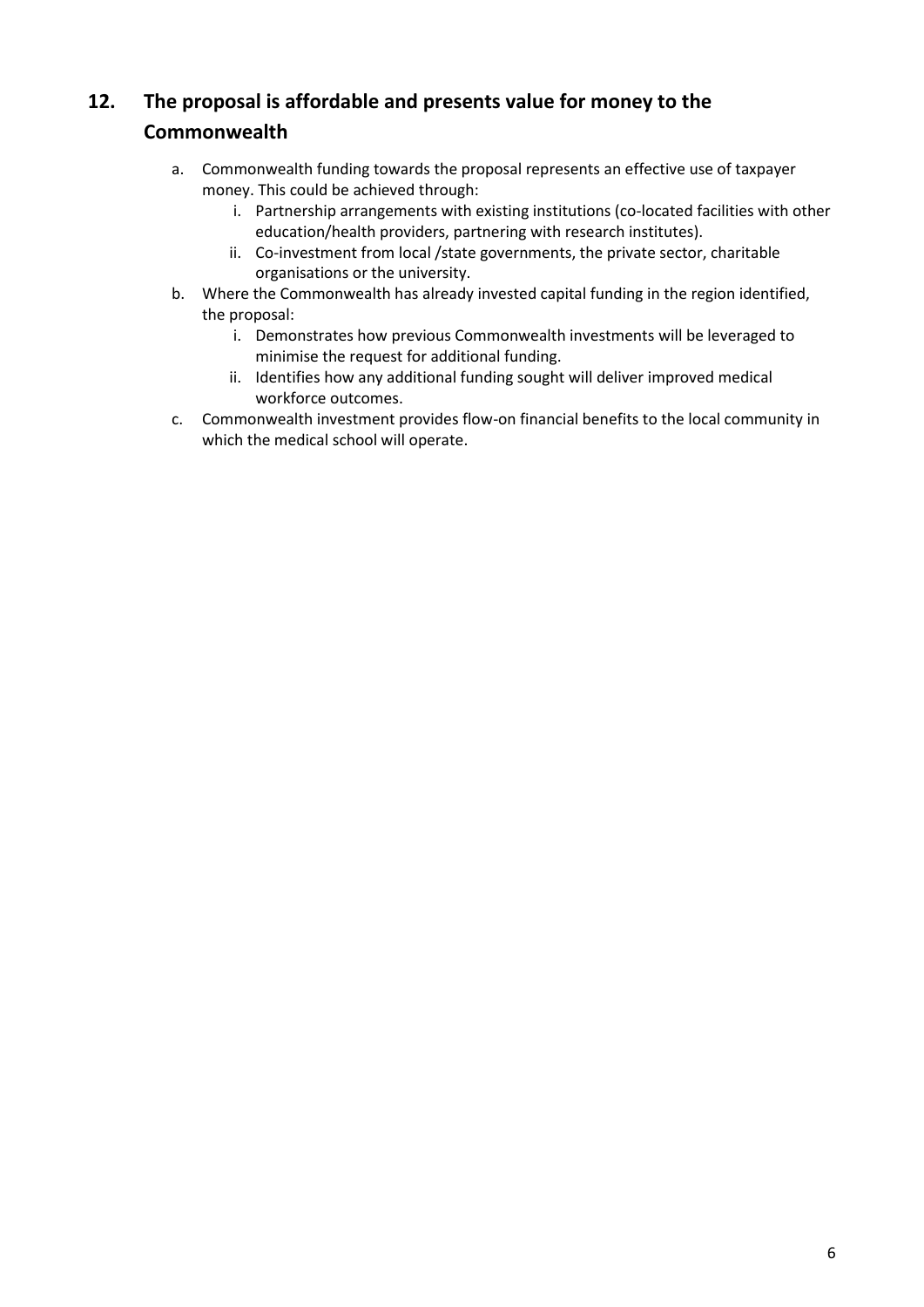## 12. The proposal is affordable and presents value for money to the Commonwealth

a. Commonwealth funding towards the proposal represents an effective use of taxpayer money. This could be achieved through:
   i. Partnership arrangements with existing institutions (co-located facilities with other education/health providers, partnering with research institutes).
   ii. Co-investment from local /state governments, the private sector, charitable organisations or the university.

b. Where the Commonwealth has already invested capital funding in the region identified, the proposal:
   i. Demonstrates how previous Commonwealth investments will be leveraged to minimise the request for additional funding.
   ii. Identifies how any additional funding sought will deliver improved medical workforce outcomes.

c. Commonwealth investment provides flow-on financial benefits to the local community in which the medical school will operate.